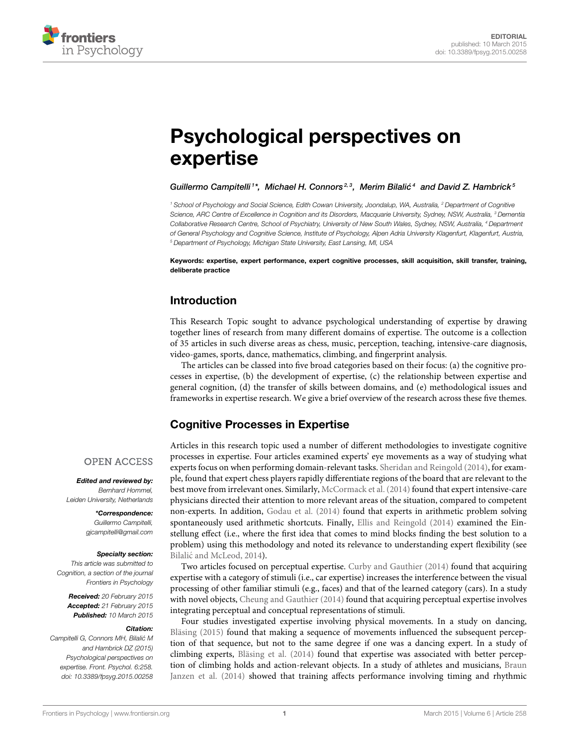EDITORIAL
published: 10 March 2015
doi: 10.3389/fpsyg.2015.00258

# Psychological perspectives on expertise

*Guillermo Campitelli[1]\*, Michael H. Connors[2,3], Merim Bilalić[4] and David Z. Hambrick[5]*

[1] School of Psychology and Social Science, Edith Cowan University, Joondalup, WA, Australia, [2] Department of Cognitive Science, ARC Centre of Excellence in Cognition and its Disorders, Macquarie University, Sydney, NSW, Australia, [3] Dementia Collaborative Research Centre, School of Psychiatry, University of New South Wales, Sydney, NSW, Australia, [4] Department of General Psychology and Cognitive Science, Institute of Psychology, Alpen Adria University Klagenfurt, Klagenfurt, Austria, [5] Department of Psychology, Michigan State University, East Lansing, MI, USA

**Keywords: expertise, expert performance, expert cognitive processes, skill acquisition, skill transfer, training, deliberate practice**

OPEN ACCESS

***Edited and reviewed by:***
*Bernhard Hommel, Leiden University, Netherlands*

***\*Correspondence:***
*Guillermo Campitelli, gjcampitelli@gmail.com*

***Specialty section:***
*This article was submitted to Cognition, a section of the journal Frontiers in Psychology*

***Received:*** *20 February 2015*
***Accepted:*** *21 February 2015*
***Published:*** *10 March 2015*

***Citation:***
*Campitelli G, Connors MH, Bilalić M and Hambrick DZ (2015) Psychological perspectives on expertise. Front. Psychol. 6:258. doi: 10.3389/fpsyg.2015.00258*

## Introduction

This Research Topic sought to advance psychological understanding of expertise by drawing together lines of research from many different domains of expertise. The outcome is a collection of 35 articles in such diverse areas as chess, music, perception, teaching, intensive-care diagnosis, video-games, sports, dance, mathematics, climbing, and fingerprint analysis.

The articles can be classed into five broad categories based on their focus: (a) the cognitive processes in expertise, (b) the development of expertise, (c) the relationship between expertise and general cognition, (d) the transfer of skills between domains, and (e) methodological issues and frameworks in expertise research. We give a brief overview of the research across these five themes.

## Cognitive Processes in Expertise

Articles in this research topic used a number of different methodologies to investigate cognitive processes in expertise. Four articles examined experts' eye movements as a way of studying what experts focus on when performing domain-relevant tasks. Sheridan and Reingold (2014), for example, found that expert chess players rapidly differentiate regions of the board that are relevant to the best move from irrelevant ones. Similarly, McCormack et al. (2014) found that expert intensive-care physicians directed their attention to more relevant areas of the situation, compared to competent non-experts. In addition, Godau et al. (2014) found that experts in arithmetic problem solving spontaneously used arithmetic shortcuts. Finally, Ellis and Reingold (2014) examined the Einstellung effect (i.e., where the first idea that comes to mind blocks finding the best solution to a problem) using this methodology and noted its relevance to understanding expert flexibility (see Bilalić and McLeod, 2014).

Two articles focused on perceptual expertise. Curby and Gauthier (2014) found that acquiring expertise with a category of stimuli (i.e., car expertise) increases the interference between the visual processing of other familiar stimuli (e.g., faces) and that of the learned category (cars). In a study with novel objects, Cheung and Gauthier (2014) found that acquiring perceptual expertise involves integrating perceptual and conceptual representations of stimuli.

Four studies investigated expertise involving physical movements. In a study on dancing, Bläsing (2015) found that making a sequence of movements influenced the subsequent perception of that sequence, but not to the same degree if one was a dancing expert. In a study of climbing experts, Bläsing et al. (2014) found that expertise was associated with better perception of climbing holds and action-relevant objects. In a study of athletes and musicians, Braun Janzen et al. (2014) showed that training affects performance involving timing and rhythmic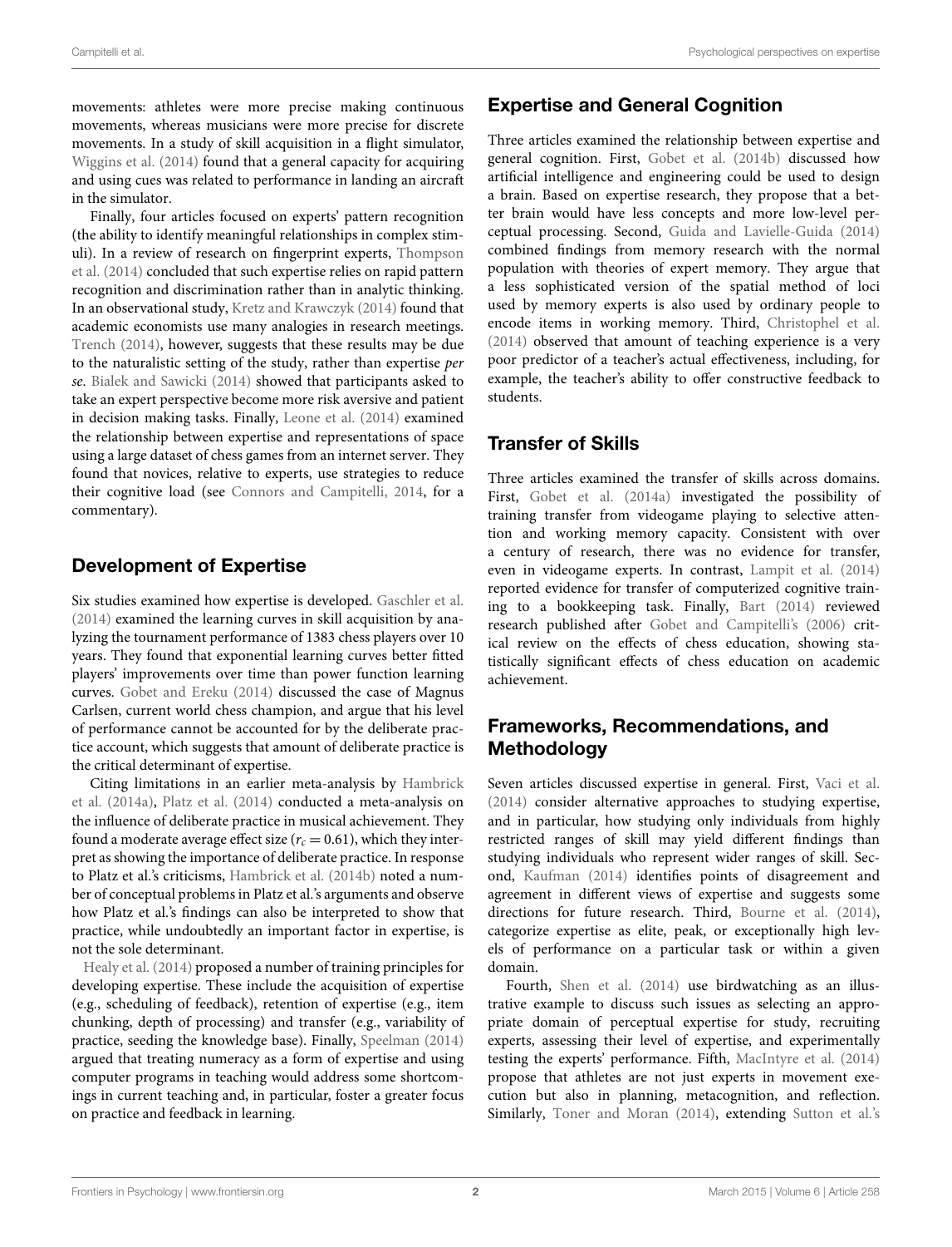movements: athletes were more precise making continuous movements, whereas musicians were more precise for discrete movements. In a study of skill acquisition in a flight simulator, Wiggins et al. (2014) found that a general capacity for acquiring and using cues was related to performance in landing an aircraft in the simulator.

Finally, four articles focused on experts' pattern recognition (the ability to identify meaningful relationships in complex stimuli). In a review of research on fingerprint experts, Thompson et al. (2014) concluded that such expertise relies on rapid pattern recognition and discrimination rather than in analytic thinking. In an observational study, Kretz and Krawczyk (2014) found that academic economists use many analogies in research meetings. Trench (2014), however, suggests that these results may be due to the naturalistic setting of the study, rather than expertise *per se*. Bialek and Sawicki (2014) showed that participants asked to take an expert perspective become more risk aversive and patient in decision making tasks. Finally, Leone et al. (2014) examined the relationship between expertise and representations of space using a large dataset of chess games from an internet server. They found that novices, relative to experts, use strategies to reduce their cognitive load (see Connors and Campitelli, 2014, for a commentary).

## Development of Expertise

Six studies examined how expertise is developed. Gaschler et al. (2014) examined the learning curves in skill acquisition by analyzing the tournament performance of 1383 chess players over 10 years. They found that exponential learning curves better fitted players' improvements over time than power function learning curves. Gobet and Ereku (2014) discussed the case of Magnus Carlsen, current world chess champion, and argue that his level of performance cannot be accounted for by the deliberate practice account, which suggests that amount of deliberate practice is the critical determinant of expertise.

Citing limitations in an earlier meta-analysis by Hambrick et al. (2014a), Platz et al. (2014) conducted a meta-analysis on the influence of deliberate practice in musical achievement. They found a moderate average effect size ($r_c = 0.61$), which they interpret as showing the importance of deliberate practice. In response to Platz et al.'s criticisms, Hambrick et al. (2014b) noted a number of conceptual problems in Platz et al.'s arguments and observe how Platz et al.'s findings can also be interpreted to show that practice, while undoubtedly an important factor in expertise, is not the sole determinant.

Healy et al. (2014) proposed a number of training principles for developing expertise. These include the acquisition of expertise (e.g., scheduling of feedback), retention of expertise (e.g., item chunking, depth of processing) and transfer (e.g., variability of practice, seeding the knowledge base). Finally, Speelman (2014) argued that treating numeracy as a form of expertise and using computer programs in teaching would address some shortcomings in current teaching and, in particular, foster a greater focus on practice and feedback in learning.

## Expertise and General Cognition

Three articles examined the relationship between expertise and general cognition. First, Gobet et al. (2014b) discussed how artificial intelligence and engineering could be used to design a brain. Based on expertise research, they propose that a better brain would have less concepts and more low-level perceptual processing. Second, Guida and Lavielle-Guida (2014) combined findings from memory research with the normal population with theories of expert memory. They argue that a less sophisticated version of the spatial method of loci used by memory experts is also used by ordinary people to encode items in working memory. Third, Christophel et al. (2014) observed that amount of teaching experience is a very poor predictor of a teacher's actual effectiveness, including, for example, the teacher's ability to offer constructive feedback to students.

## Transfer of Skills

Three articles examined the transfer of skills across domains. First, Gobet et al. (2014a) investigated the possibility of training transfer from videogame playing to selective attention and working memory capacity. Consistent with over a century of research, there was no evidence for transfer, even in videogame experts. In contrast, Lampit et al. (2014) reported evidence for transfer of computerized cognitive training to a bookkeeping task. Finally, Bart (2014) reviewed research published after Gobet and Campitelli's (2006) critical review on the effects of chess education, showing statistically significant effects of chess education on academic achievement.

## Frameworks, Recommendations, and Methodology

Seven articles discussed expertise in general. First, Vaci et al. (2014) consider alternative approaches to studying expertise, and in particular, how studying only individuals from highly restricted ranges of skill may yield different findings than studying individuals who represent wider ranges of skill. Second, Kaufman (2014) identifies points of disagreement and agreement in different views of expertise and suggests some directions for future research. Third, Bourne et al. (2014), categorize expertise as elite, peak, or exceptionally high levels of performance on a particular task or within a given domain.

Fourth, Shen et al. (2014) use birdwatching as an illustrative example to discuss such issues as selecting an appropriate domain of perceptual expertise for study, recruiting experts, assessing their level of expertise, and experimentally testing the experts' performance. Fifth, MacIntyre et al. (2014) propose that athletes are not just experts in movement execution but also in planning, metacognition, and reflection. Similarly, Toner and Moran (2014), extending Sutton et al.'s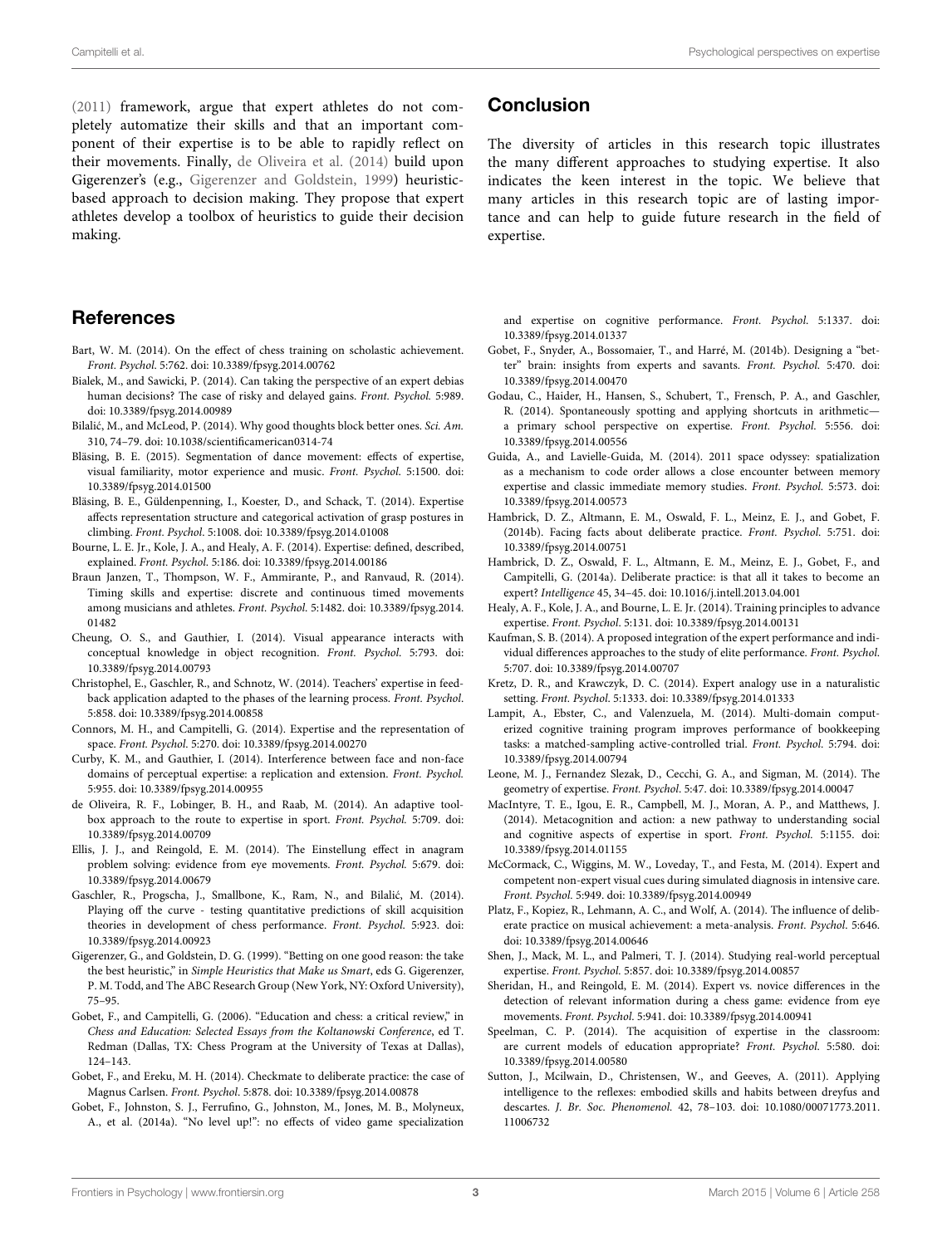(2011) framework, argue that expert athletes do not completely automatize their skills and that an important component of their expertise is to be able to rapidly reflect on their movements. Finally, de Oliveira et al. (2014) build upon Gigerenzer's (e.g., Gigerenzer and Goldstein, 1999) heuristic-based approach to decision making. They propose that expert athletes develop a toolbox of heuristics to guide their decision making.

## Conclusion

The diversity of articles in this research topic illustrates the many different approaches to studying expertise. It also indicates the keen interest in the topic. We believe that many articles in this research topic are of lasting importance and can help to guide future research in the field of expertise.

## References

Bart, W. M. (2014). On the effect of chess training on scholastic achievement. *Front. Psychol*. 5:762. doi: 10.3389/fpsyg.2014.00762

Bialek, M., and Sawicki, P. (2014). Can taking the perspective of an expert debias human decisions? The case of risky and delayed gains. *Front. Psychol.* 5:989. doi: 10.3389/fpsyg.2014.00989

Bilalić, M., and McLeod, P. (2014). Why good thoughts block better ones. *Sci. Am.* 310, 74–79. doi: 10.1038/scientificamerican0314-74

Bläsing, B. E. (2015). Segmentation of dance movement: effects of expertise, visual familiarity, motor experience and music. *Front. Psychol.* 5:1500. doi: 10.3389/fpsyg.2014.01500

Bläsing, B. E., Güldenpenning, I., Koester, D., and Schack, T. (2014). Expertise affects representation structure and categorical activation of grasp postures in climbing. *Front. Psychol*. 5:1008. doi: 10.3389/fpsyg.2014.01008

Bourne, L. E. Jr., Kole, J. A., and Healy, A. F. (2014). Expertise: defined, described, explained. *Front. Psychol*. 5:186. doi: 10.3389/fpsyg.2014.00186

Braun Janzen, T., Thompson, W. F., Ammirante, P., and Ranvaud, R. (2014). Timing skills and expertise: discrete and continuous timed movements among musicians and athletes. *Front. Psychol*. 5:1482. doi: 10.3389/fpsyg.2014.01482

Cheung, O. S., and Gauthier, I. (2014). Visual appearance interacts with conceptual knowledge in object recognition. *Front. Psychol*. 5:793. doi: 10.3389/fpsyg.2014.00793

Christophel, E., Gaschler, R., and Schnotz, W. (2014). Teachers' expertise in feedback application adapted to the phases of the learning process. *Front. Psychol*. 5:858. doi: 10.3389/fpsyg.2014.00858

Connors, M. H., and Campitelli, G. (2014). Expertise and the representation of space. *Front. Psychol*. 5:270. doi: 10.3389/fpsyg.2014.00270

Curby, K. M., and Gauthier, I. (2014). Interference between face and non-face domains of perceptual expertise: a replication and extension. *Front. Psychol.* 5:955. doi: 10.3389/fpsyg.2014.00955

de Oliveira, R. F., Lobinger, B. H., and Raab, M. (2014). An adaptive toolbox approach to the route to expertise in sport. *Front. Psychol.* 5:709. doi: 10.3389/fpsyg.2014.00709

Ellis, J. J., and Reingold, E. M. (2014). The Einstellung effect in anagram problem solving: evidence from eye movements. *Front. Psychol.* 5:679. doi: 10.3389/fpsyg.2014.00679

Gaschler, R., Progscha, J., Smallbone, K., Ram, N., and Bilalić, M. (2014). Playing off the curve - testing quantitative predictions of skill acquisition theories in development of chess performance. *Front. Psychol*. 5:923. doi: 10.3389/fpsyg.2014.00923

Gigerenzer, G., and Goldstein, D. G. (1999). "Betting on one good reason: the take the best heuristic," in *Simple Heuristics that Make us Smart*, eds G. Gigerenzer, P. M. Todd, and The ABC Research Group (New York, NY: Oxford University), 75–95.

Gobet, F., and Campitelli, G. (2006). "Education and chess: a critical review," in *Chess and Education: Selected Essays from the Koltanowski Conference*, ed T. Redman (Dallas, TX: Chess Program at the University of Texas at Dallas), 124–143.

Gobet, F., and Ereku, M. H. (2014). Checkmate to deliberate practice: the case of Magnus Carlsen. *Front. Psychol*. 5:878. doi: 10.3389/fpsyg.2014.00878

Gobet, F., Johnston, S. J., Ferrufino, G., Johnston, M., Jones, M. B., Molyneux, A., et al. (2014a). "No level up!": no effects of video game specialization and expertise on cognitive performance. *Front. Psychol.* 5:1337. doi: 10.3389/fpsyg.2014.01337

Gobet, F., Snyder, A., Bossomaier, T., and Harré, M. (2014b). Designing a "better" brain: insights from experts and savants. *Front. Psychol.* 5:470. doi: 10.3389/fpsyg.2014.00470

Godau, C., Haider, H., Hansen, S., Schubert, T., Frensch, P. A., and Gaschler, R. (2014). Spontaneously spotting and applying shortcuts in arithmetic—a primary school perspective on expertise. *Front. Psychol*. 5:556. doi: 10.3389/fpsyg.2014.00556

Guida, A., and Lavielle-Guida, M. (2014). 2011 space odyssey: spatialization as a mechanism to code order allows a close encounter between memory expertise and classic immediate memory studies. *Front. Psychol.* 5:573. doi: 10.3389/fpsyg.2014.00573

Hambrick, D. Z., Altmann, E. M., Oswald, F. L., Meinz, E. J., and Gobet, F. (2014b). Facing facts about deliberate practice. *Front. Psychol.* 5:751. doi: 10.3389/fpsyg.2014.00751

Hambrick, D. Z., Oswald, F. L., Altmann, E. M., Meinz, E. J., Gobet, F., and Campitelli, G. (2014a). Deliberate practice: is that all it takes to become an expert? *Intelligence* 45, 34–45. doi: 10.1016/j.intell.2013.04.001

Healy, A. F., Kole, J. A., and Bourne, L. E. Jr. (2014). Training principles to advance expertise. *Front. Psychol*. 5:131. doi: 10.3389/fpsyg.2014.00131

Kaufman, S. B. (2014). A proposed integration of the expert performance and individual differences approaches to the study of elite performance. *Front. Psychol.* 5:707. doi: 10.3389/fpsyg.2014.00707

Kretz, D. R., and Krawczyk, D. C. (2014). Expert analogy use in a naturalistic setting. *Front. Psychol*. 5:1333. doi: 10.3389/fpsyg.2014.01333

Lampit, A., Ebster, C., and Valenzuela, M. (2014). Multi-domain computerized cognitive training program improves performance of bookkeeping tasks: a matched-sampling active-controlled trial. *Front. Psychol*. 5:794. doi: 10.3389/fpsyg.2014.00794

Leone, M. J., Fernandez Slezak, D., Cecchi, G. A., and Sigman, M. (2014). The geometry of expertise. *Front. Psychol*. 5:47. doi: 10.3389/fpsyg.2014.00047

MacIntyre, T. E., Igou, E. R., Campbell, M. J., Moran, A. P., and Matthews, J. (2014). Metacognition and action: a new pathway to understanding social and cognitive aspects of expertise in sport. *Front. Psychol.* 5:1155. doi: 10.3389/fpsyg.2014.01155

McCormack, C., Wiggins, M. W., Loveday, T., and Festa, M. (2014). Expert and competent non-expert visual cues during simulated diagnosis in intensive care. *Front. Psychol*. 5:949. doi: 10.3389/fpsyg.2014.00949

Platz, F., Kopiez, R., Lehmann, A. C., and Wolf, A. (2014). The influence of deliberate practice on musical achievement: a meta-analysis. *Front. Psychol*. 5:646. doi: 10.3389/fpsyg.2014.00646

Shen, J., Mack, M. L., and Palmeri, T. J. (2014). Studying real-world perceptual expertise. *Front. Psychol.* 5:857. doi: 10.3389/fpsyg.2014.00857

Sheridan, H., and Reingold, E. M. (2014). Expert vs. novice differences in the detection of relevant information during a chess game: evidence from eye movements. *Front. Psychol*. 5:941. doi: 10.3389/fpsyg.2014.00941

Speelman, C. P. (2014). The acquisition of expertise in the classroom: are current models of education appropriate? *Front. Psychol.* 5:580. doi: 10.3389/fpsyg.2014.00580

Sutton, J., Mcilwain, D., Christensen, W., and Geeves, A. (2011). Applying intelligence to the reflexes: embodied skills and habits between dreyfus and descartes. *J. Br. Soc. Phenomenol.* 42, 78–103. doi: 10.1080/00071773.2011.11006732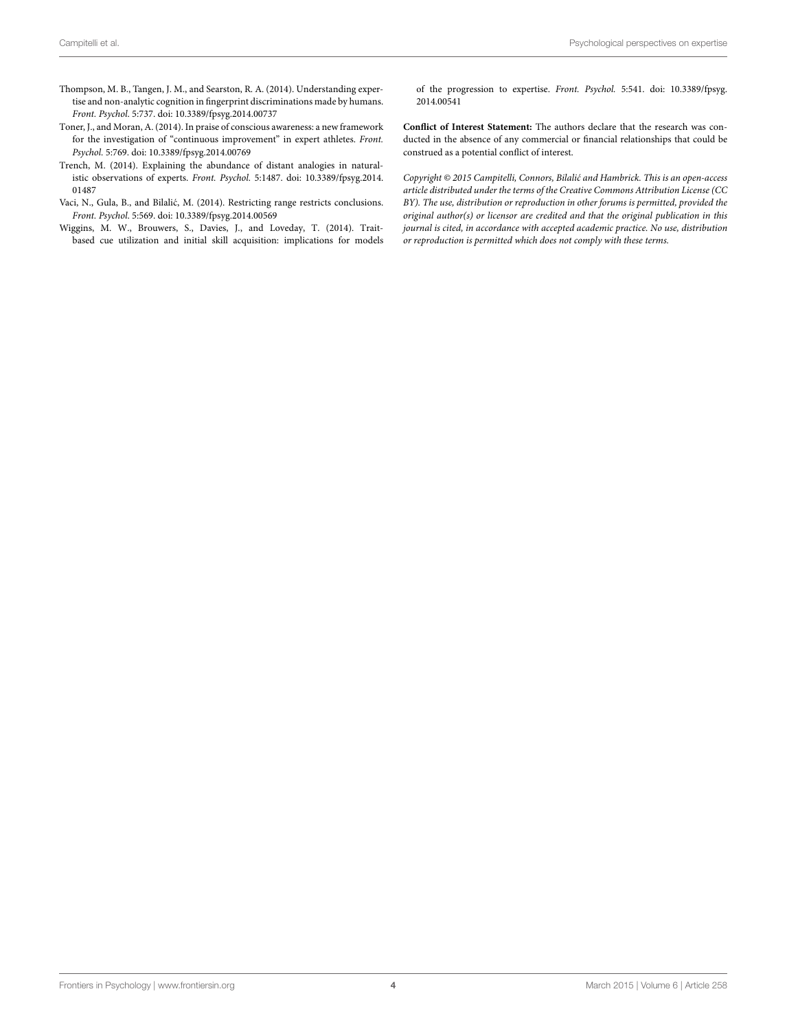Thompson, M. B., Tangen, J. M., and Searston, R. A. (2014). Understanding expertise and non-analytic cognition in fingerprint discriminations made by humans. *Front. Psychol.* 5:737. doi: 10.3389/fpsyg.2014.00737

Toner, J., and Moran, A. (2014). In praise of conscious awareness: a new framework for the investigation of "continuous improvement" in expert athletes. *Front. Psychol.* 5:769. doi: 10.3389/fpsyg.2014.00769

Trench, M. (2014). Explaining the abundance of distant analogies in naturalistic observations of experts. *Front. Psychol.* 5:1487. doi: 10.3389/fpsyg.2014.01487

Vaci, N., Gula, B., and Bilalić, M. (2014). Restricting range restricts conclusions. *Front. Psychol.* 5:569. doi: 10.3389/fpsyg.2014.00569

Wiggins, M. W., Brouwers, S., Davies, J., and Loveday, T. (2014). Trait-based cue utilization and initial skill acquisition: implications for models of the progression to expertise. *Front. Psychol.* 5:541. doi: 10.3389/fpsyg.2014.00541

**Conflict of Interest Statement:** The authors declare that the research was conducted in the absence of any commercial or financial relationships that could be construed as a potential conflict of interest.

*Copyright © 2015 Campitelli, Connors, Bilalić and Hambrick. This is an open-access article distributed under the terms of the Creative Commons Attribution License (CC BY). The use, distribution or reproduction in other forums is permitted, provided the original author(s) or licensor are credited and that the original publication in this journal is cited, in accordance with accepted academic practice. No use, distribution or reproduction is permitted which does not comply with these terms.*